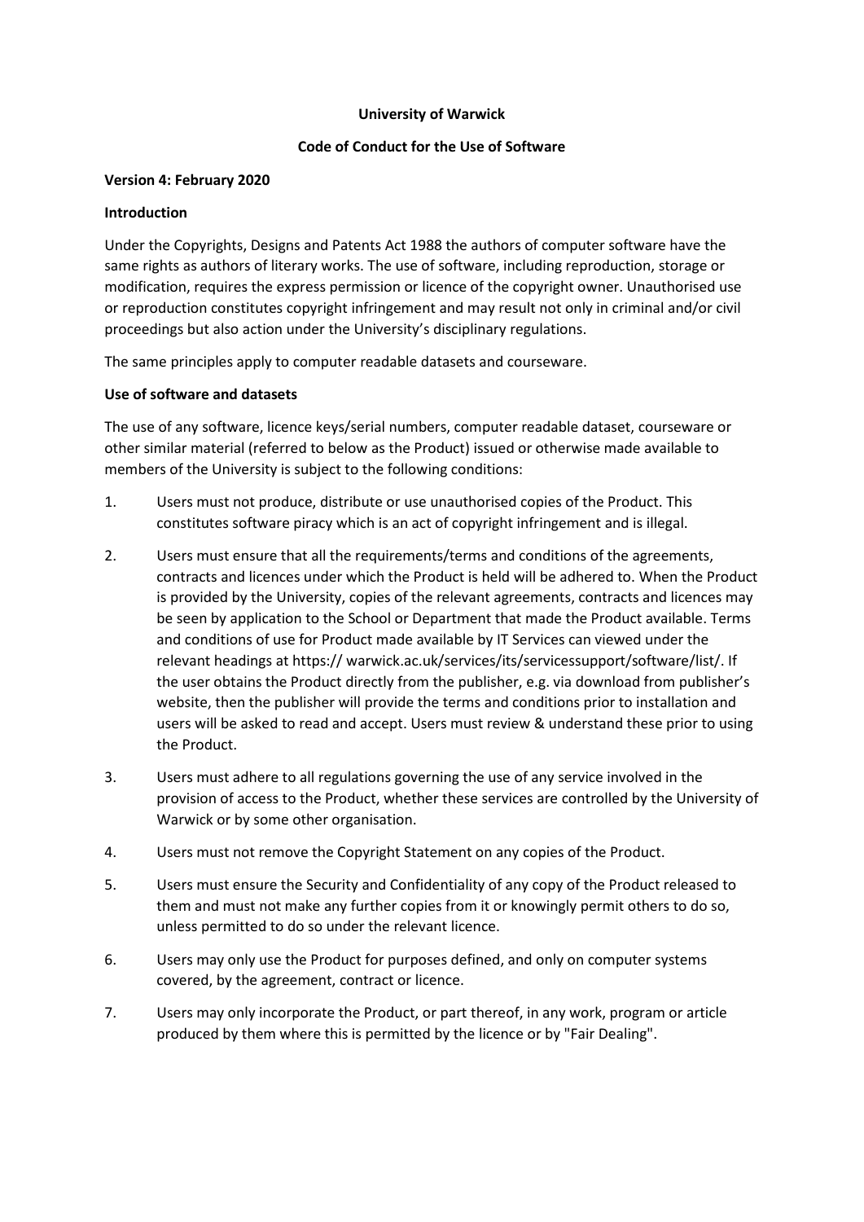**University of Warwick**

**Code of Conduct for the Use of Software**

**Version 4: February 2020**

**Introduction**

Under the Copyrights, Designs and Patents Act 1988 the authors of computer software have the same rights as authors of literary works. The use of software, including reproduction, storage or modification, requires the express permission or licence of the copyright owner. Unauthorised use or reproduction constitutes copyright infringement and may result not only in criminal and/or civil proceedings but also action under the University's disciplinary regulations.

The same principles apply to computer readable datasets and courseware.

**Use of software and datasets**

The use of any software, licence keys/serial numbers, computer readable dataset, courseware or other similar material (referred to below as the Product) issued or otherwise made available to members of the University is subject to the following conditions:

1. Users must not produce, distribute or use unauthorised copies of the Product. This constitutes software piracy which is an act of copyright infringement and is illegal.
2. Users must ensure that all the requirements/terms and conditions of the agreements, contracts and licences under which the Product is held will be adhered to. When the Product is provided by the University, copies of the relevant agreements, contracts and licences may be seen by application to the School or Department that made the Product available. Terms and conditions of use for Product made available by IT Services can viewed under the relevant headings at https:// warwick.ac.uk/services/its/servicessupport/software/list/. If the user obtains the Product directly from the publisher, e.g. via download from publisher's website, then the publisher will provide the terms and conditions prior to installation and users will be asked to read and accept. Users must review & understand these prior to using the Product.
3. Users must adhere to all regulations governing the use of any service involved in the provision of access to the Product, whether these services are controlled by the University of Warwick or by some other organisation.
4. Users must not remove the Copyright Statement on any copies of the Product.
5. Users must ensure the Security and Confidentiality of any copy of the Product released to them and must not make any further copies from it or knowingly permit others to do so, unless permitted to do so under the relevant licence.
6. Users may only use the Product for purposes defined, and only on computer systems covered, by the agreement, contract or licence.
7. Users may only incorporate the Product, or part thereof, in any work, program or article produced by them where this is permitted by the licence or by "Fair Dealing".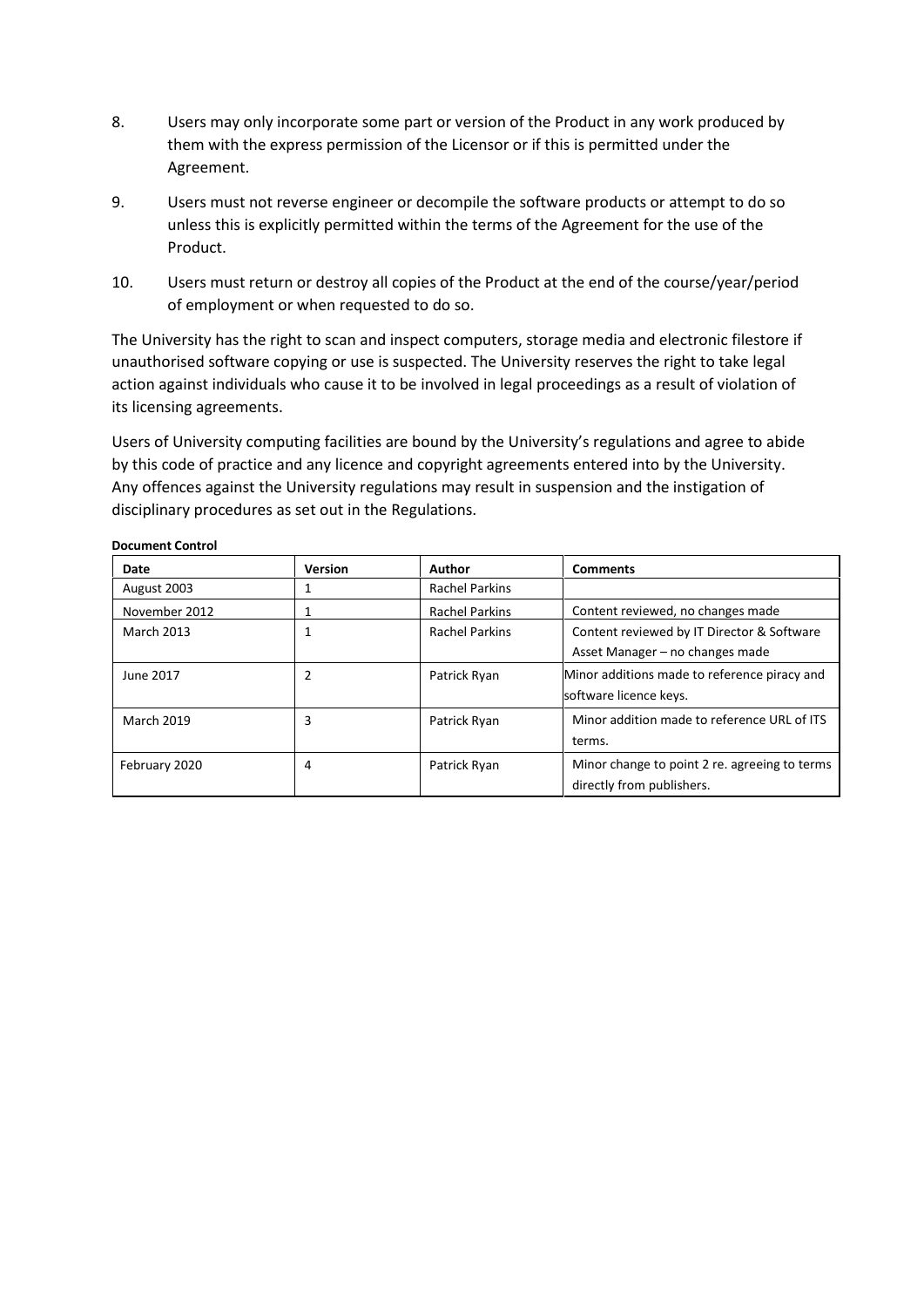8. Users may only incorporate some part or version of the Product in any work produced by them with the express permission of the Licensor or if this is permitted under the Agreement.

9. Users must not reverse engineer or decompile the software products or attempt to do so unless this is explicitly permitted within the terms of the Agreement for the use of the Product.

10. Users must return or destroy all copies of the Product at the end of the course/year/period of employment or when requested to do so.

The University has the right to scan and inspect computers, storage media and electronic filestore if unauthorised software copying or use is suspected. The University reserves the right to take legal action against individuals who cause it to be involved in legal proceedings as a result of violation of its licensing agreements.

Users of University computing facilities are bound by the University's regulations and agree to abide by this code of practice and any licence and copyright agreements entered into by the University. Any offences against the University regulations may result in suspension and the instigation of disciplinary procedures as set out in the Regulations.

**Document Control**

| Date | Version | Author | Comments |
|---|---|---|---|
| August 2003 | 1 | Rachel Parkins | |
| November 2012 | 1 | Rachel Parkins | Content reviewed, no changes made |
| March 2013 | 1 | Rachel Parkins | Content reviewed by IT Director & Software Asset Manager – no changes made |
| June 2017 | 2 | Patrick Ryan | Minor additions made to reference piracy and software licence keys. |
| March 2019 | 3 | Patrick Ryan | Minor addition made to reference URL of ITS terms. |
| February 2020 | 4 | Patrick Ryan | Minor change to point 2 re. agreeing to terms directly from publishers. |